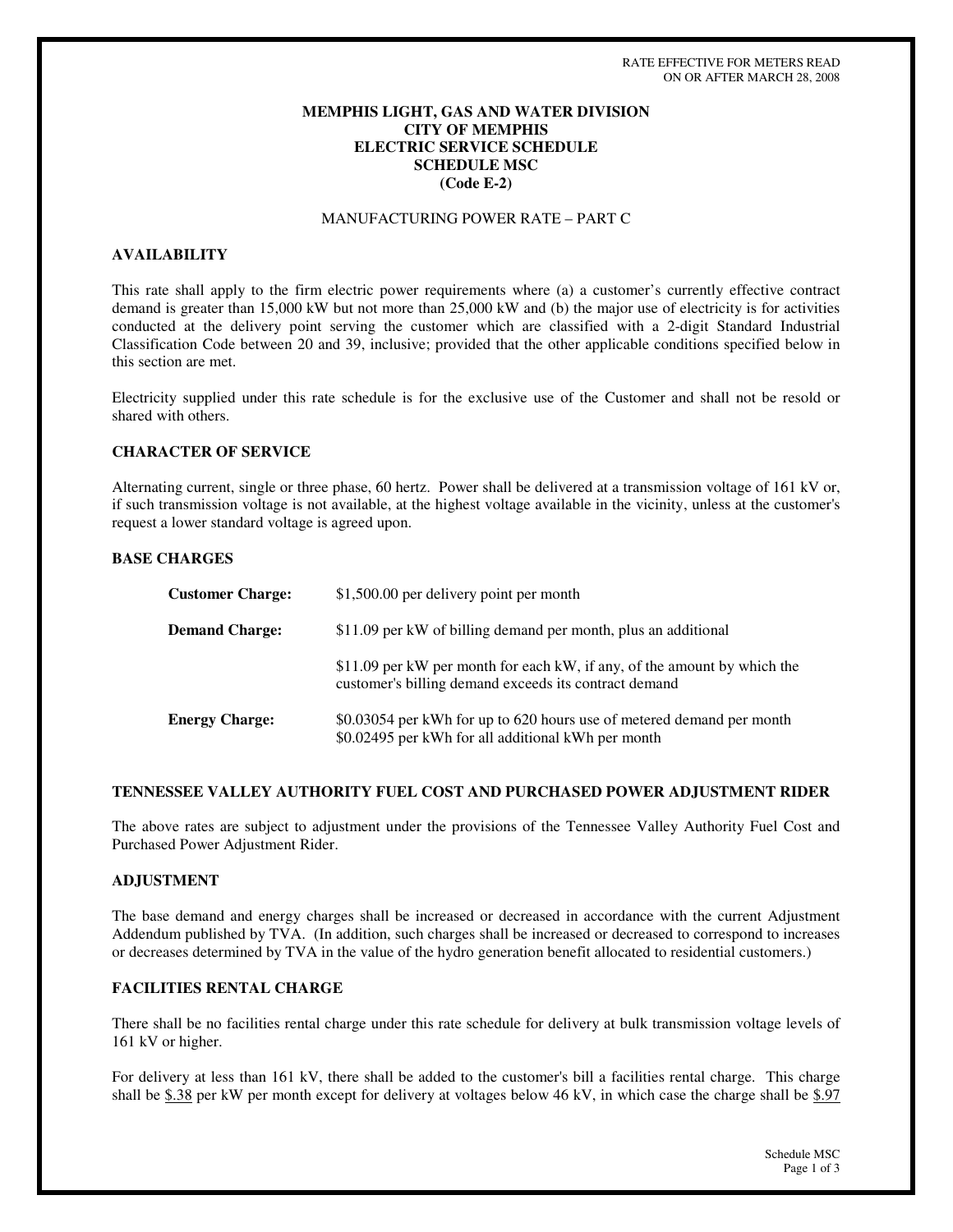RATE EFFECTIVE FOR METERS READ
ON OR AFTER MARCH 28, 2008

# MEMPHIS LIGHT, GAS AND WATER DIVISION
# CITY OF MEMPHIS
# ELECTRIC SERVICE SCHEDULE
# SCHEDULE MSC
# (Code E-2)

MANUFACTURING POWER RATE – PART C

## AVAILABILITY

This rate shall apply to the firm electric power requirements where (a) a customer's currently effective contract demand is greater than 15,000 kW but not more than 25,000 kW and (b) the major use of electricity is for activities conducted at the delivery point serving the customer which are classified with a 2-digit Standard Industrial Classification Code between 20 and 39, inclusive; provided that the other applicable conditions specified below in this section are met.

Electricity supplied under this rate schedule is for the exclusive use of the Customer and shall not be resold or shared with others.

## CHARACTER OF SERVICE

Alternating current, single or three phase, 60 hertz. Power shall be delivered at a transmission voltage of 161 kV or, if such transmission voltage is not available, at the highest voltage available in the vicinity, unless at the customer's request a lower standard voltage is agreed upon.

## BASE CHARGES

| | |
|---|---|
| **Customer Charge:** | $1,500.00 per delivery point per month |
| **Demand Charge:** | $11.09 per kW of billing demand per month, plus an additional |
| | $11.09 per kW per month for each kW, if any, of the amount by which the customer's billing demand exceeds its contract demand |
| **Energy Charge:** | $0.03054 per kWh for up to 620 hours use of metered demand per month<br>$0.02495 per kWh for all additional kWh per month |

## TENNESSEE VALLEY AUTHORITY FUEL COST AND PURCHASED POWER ADJUSTMENT RIDER

The above rates are subject to adjustment under the provisions of the Tennessee Valley Authority Fuel Cost and Purchased Power Adjustment Rider.

## ADJUSTMENT

The base demand and energy charges shall be increased or decreased in accordance with the current Adjustment Addendum published by TVA. (In addition, such charges shall be increased or decreased to correspond to increases or decreases determined by TVA in the value of the hydro generation benefit allocated to residential customers.)

## FACILITIES RENTAL CHARGE

There shall be no facilities rental charge under this rate schedule for delivery at bulk transmission voltage levels of 161 kV or higher.

For delivery at less than 161 kV, there shall be added to the customer's bill a facilities rental charge. This charge shall be $.38 per kW per month except for delivery at voltages below 46 kV, in which case the charge shall be $.97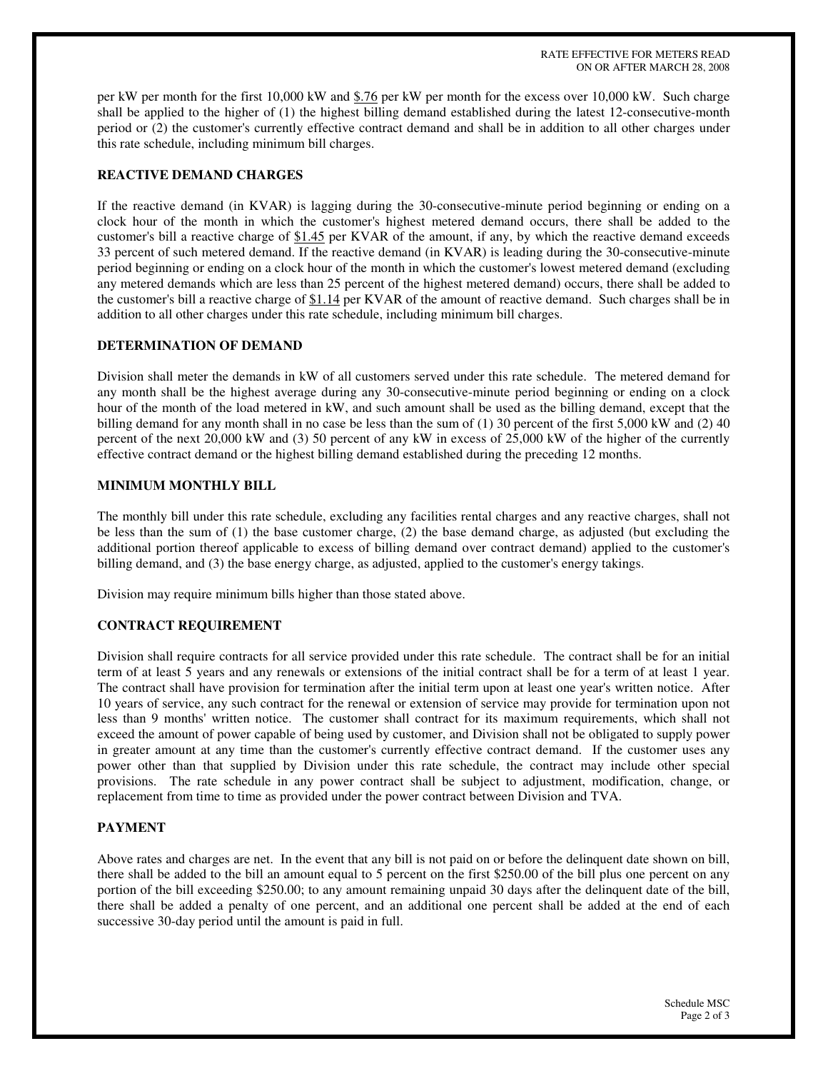per kW per month for the first 10,000 kW and $.76 per kW per month for the excess over 10,000 kW. Such charge shall be applied to the higher of (1) the highest billing demand established during the latest 12-consecutive-month period or (2) the customer's currently effective contract demand and shall be in addition to all other charges under this rate schedule, including minimum bill charges.

**REACTIVE DEMAND CHARGES**

If the reactive demand (in KVAR) is lagging during the 30-consecutive-minute period beginning or ending on a clock hour of the month in which the customer's highest metered demand occurs, there shall be added to the customer's bill a reactive charge of $1.45 per KVAR of the amount, if any, by which the reactive demand exceeds 33 percent of such metered demand. If the reactive demand (in KVAR) is leading during the 30-consecutive-minute period beginning or ending on a clock hour of the month in which the customer's lowest metered demand (excluding any metered demands which are less than 25 percent of the highest metered demand) occurs, there shall be added to the customer's bill a reactive charge of $1.14 per KVAR of the amount of reactive demand. Such charges shall be in addition to all other charges under this rate schedule, including minimum bill charges.

**DETERMINATION OF DEMAND**

Division shall meter the demands in kW of all customers served under this rate schedule. The metered demand for any month shall be the highest average during any 30-consecutive-minute period beginning or ending on a clock hour of the month of the load metered in kW, and such amount shall be used as the billing demand, except that the billing demand for any month shall in no case be less than the sum of (1) 30 percent of the first 5,000 kW and (2) 40 percent of the next 20,000 kW and (3) 50 percent of any kW in excess of 25,000 kW of the higher of the currently effective contract demand or the highest billing demand established during the preceding 12 months.

**MINIMUM MONTHLY BILL**

The monthly bill under this rate schedule, excluding any facilities rental charges and any reactive charges, shall not be less than the sum of (1) the base customer charge, (2) the base demand charge, as adjusted (but excluding the additional portion thereof applicable to excess of billing demand over contract demand) applied to the customer's billing demand, and (3) the base energy charge, as adjusted, applied to the customer's energy takings.

Division may require minimum bills higher than those stated above.

**CONTRACT REQUIREMENT**

Division shall require contracts for all service provided under this rate schedule. The contract shall be for an initial term of at least 5 years and any renewals or extensions of the initial contract shall be for a term of at least 1 year. The contract shall have provision for termination after the initial term upon at least one year's written notice. After 10 years of service, any such contract for the renewal or extension of service may provide for termination upon not less than 9 months' written notice. The customer shall contract for its maximum requirements, which shall not exceed the amount of power capable of being used by customer, and Division shall not be obligated to supply power in greater amount at any time than the customer's currently effective contract demand. If the customer uses any power other than that supplied by Division under this rate schedule, the contract may include other special provisions. The rate schedule in any power contract shall be subject to adjustment, modification, change, or replacement from time to time as provided under the power contract between Division and TVA.

**PAYMENT**

Above rates and charges are net. In the event that any bill is not paid on or before the delinquent date shown on bill, there shall be added to the bill an amount equal to 5 percent on the first $250.00 of the bill plus one percent on any portion of the bill exceeding $250.00; to any amount remaining unpaid 30 days after the delinquent date of the bill, there shall be added a penalty of one percent, and an additional one percent shall be added at the end of each successive 30-day period until the amount is paid in full.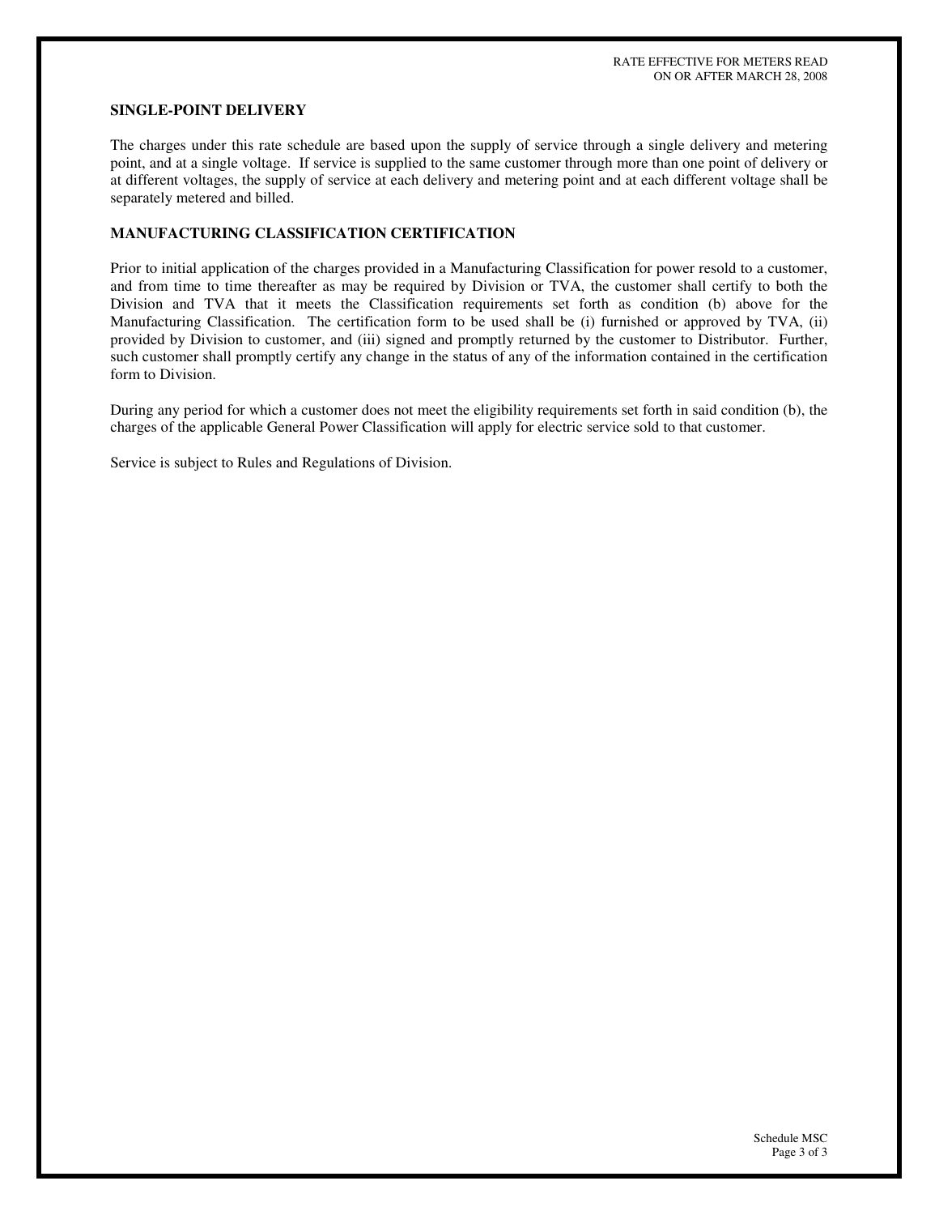## SINGLE-POINT DELIVERY

The charges under this rate schedule are based upon the supply of service through a single delivery and metering point, and at a single voltage. If service is supplied to the same customer through more than one point of delivery or at different voltages, the supply of service at each delivery and metering point and at each different voltage shall be separately metered and billed.

## MANUFACTURING CLASSIFICATION CERTIFICATION

Prior to initial application of the charges provided in a Manufacturing Classification for power resold to a customer, and from time to time thereafter as may be required by Division or TVA, the customer shall certify to both the Division and TVA that it meets the Classification requirements set forth as condition (b) above for the Manufacturing Classification. The certification form to be used shall be (i) furnished or approved by TVA, (ii) provided by Division to customer, and (iii) signed and promptly returned by the customer to Distributor. Further, such customer shall promptly certify any change in the status of any of the information contained in the certification form to Division.

During any period for which a customer does not meet the eligibility requirements set forth in said condition (b), the charges of the applicable General Power Classification will apply for electric service sold to that customer.

Service is subject to Rules and Regulations of Division.